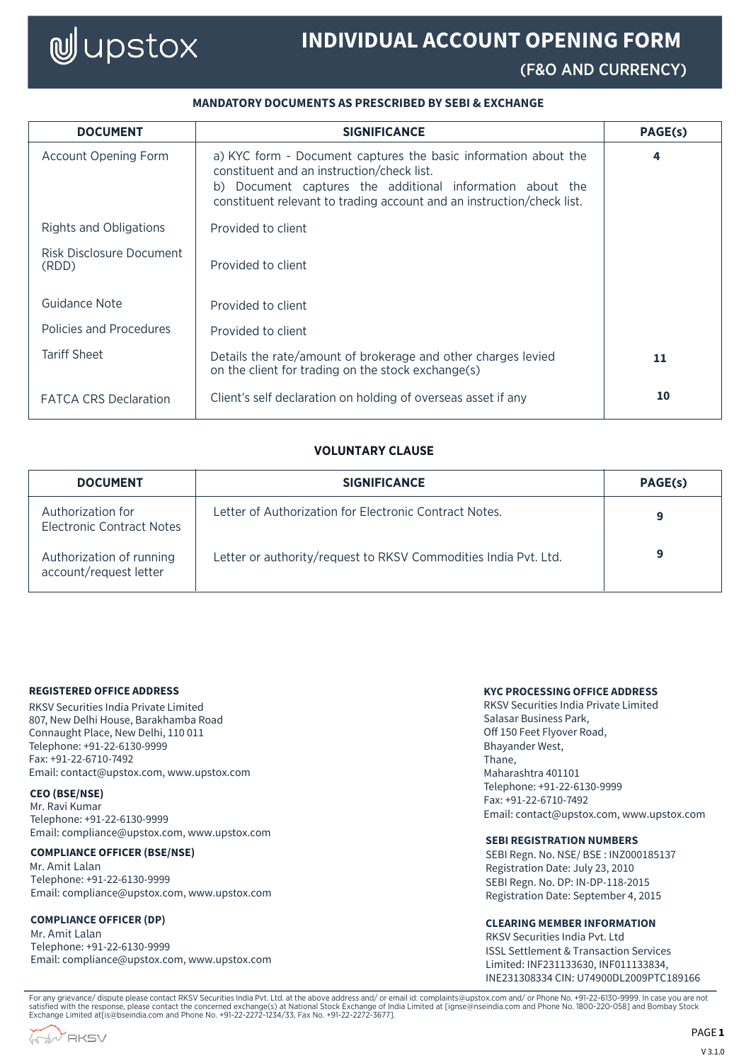upstox

# INDIVIDUAL ACCOUNT OPENING FORM
## (F&O AND CURRENCY)

### MANDATORY DOCUMENTS AS PRESCRIBED BY SEBI & EXCHANGE

| DOCUMENT | SIGNIFICANCE | PAGE(s) |
|---|---|---|
| Account Opening Form | a) KYC form - Document captures the basic information about the constituent and an instruction/check list.<br>b) Document captures the additional information about the constituent relevant to trading account and an instruction/check list. | 4 |
| Rights and Obligations | Provided to client | |
| Risk Disclosure Document (RDD) | Provided to client | |
| Guidance Note | Provided to client | |
| Policies and Procedures | Provided to client | |
| Tariff Sheet | Details the rate/amount of brokerage and other charges levied on the client for trading on the stock exchange(s) | 11 |
| FATCA CRS Declaration | Client's self declaration on holding of overseas asset if any | 10 |

### VOLUNTARY CLAUSE

| DOCUMENT | SIGNIFICANCE | PAGE(s) |
|---|---|---|
| Authorization for Electronic Contract Notes | Letter of Authorization for Electronic Contract Notes. | 9 |
| Authorization of running account/request letter | Letter or authority/request to RKSV Commodities India Pvt. Ltd. | 9 |

**REGISTERED OFFICE ADDRESS**
RKSV Securities India Private Limited
807, New Delhi House, Barakhamba Road
Connaught Place, New Delhi, 110 011
Telephone: +91-22-6130-9999
Fax: +91-22-6710-7492
Email: contact@upstox.com, www.upstox.com

**CEO (BSE/NSE)**
Mr. Ravi Kumar
Telephone: +91-22-6130-9999
Email: compliance@upstox.com, www.upstox.com

**COMPLIANCE OFFICER (BSE/NSE)**
Mr. Amit Lalan
Telephone: +91-22-6130-9999
Email: compliance@upstox.com, www.upstox.com

**COMPLIANCE OFFICER (DP)**
Mr. Amit Lalan
Telephone: +91-22-6130-9999
Email: compliance@upstox.com, www.upstox.com

**KYC PROCESSING OFFICE ADDRESS**
RKSV Securities India Private Limited
Salasar Business Park,
Off 150 Feet Flyover Road,
Bhayander West,
Thane,
Maharashtra 401101
Telephone: +91-22-6130-9999
Fax: +91-22-6710-7492
Email: contact@upstox.com, www.upstox.com

**SEBI REGISTRATION NUMBERS**
SEBI Regn. No. NSE/ BSE : INZ000185137
Registration Date: July 23, 2010
SEBI Regn. No. DP: IN-DP-118-2015
Registration Date: September 4, 2015

**CLEARING MEMBER INFORMATION**
RKSV Securities India Pvt. Ltd
ISSL Settlement & Transaction Services
Limited: INF231133630, INF011133834,
INE231308334 CIN: U74900DL2009PTC189166

For any grievance/ dispute please contact RKSV Securities India Pvt. Ltd. at the above address and/ or email id: complaints@upstox.com and/ or Phone No. +91-22-6130-9999. In case you are not satisfied with the response, please contact the concerned exchange(s) at National Stock Exchange of India Limited at [ignse@nseindia.com and Phone No. 1800-220-058] and Bombay Stock Exchange Limited at[is@bseindia.com and Phone No. +91-22-2272-1234/33, Fax No. +91-22-2272-3677].

RKSV

V 3.1.0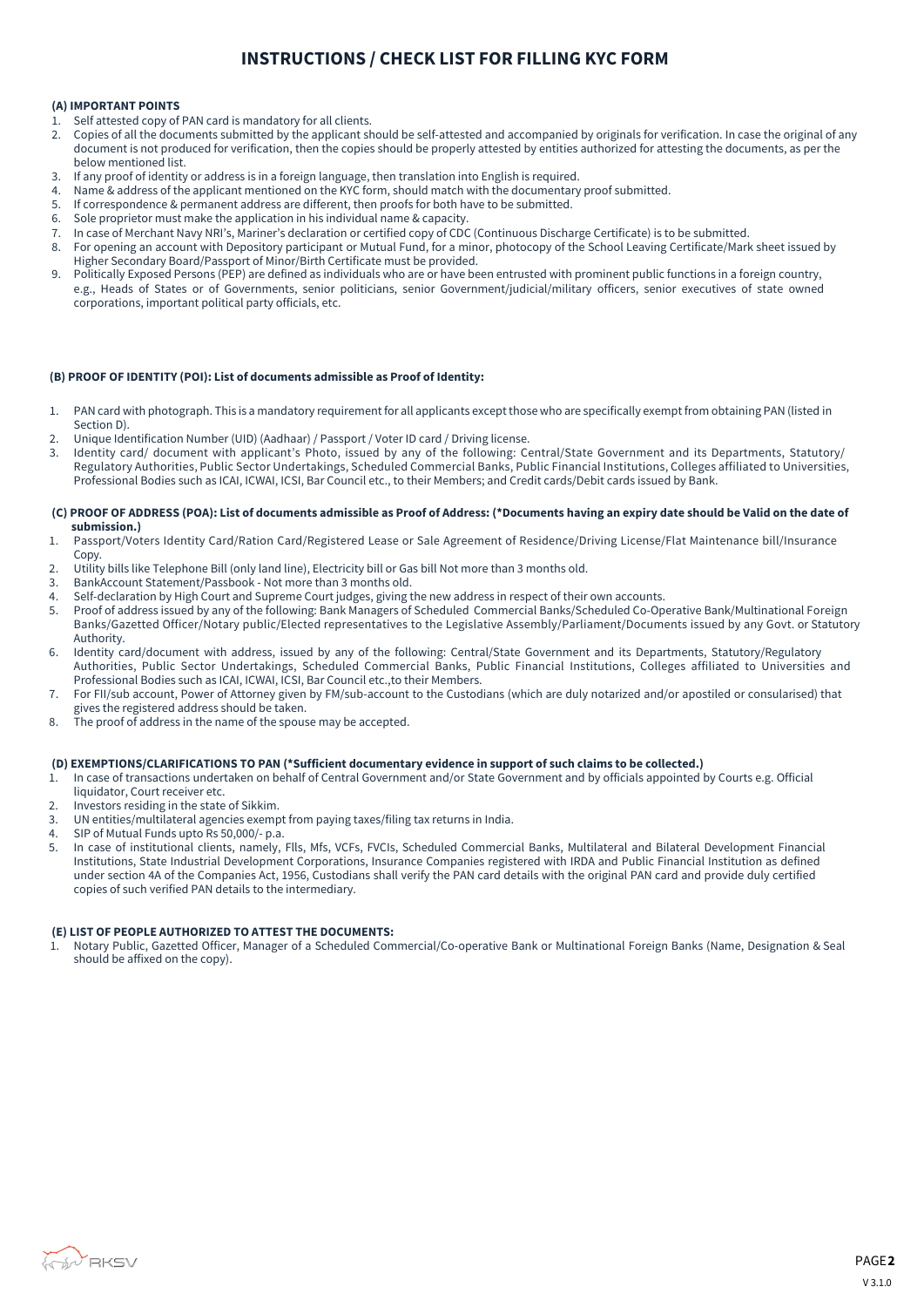# INSTRUCTIONS / CHECK LIST FOR FILLING KYC FORM

**(A) IMPORTANT POINTS**

1. Self attested copy of PAN card is mandatory for all clients.
2. Copies of all the documents submitted by the applicant should be self-attested and accompanied by originals for verification. In case the original of any document is not produced for verification, then the copies should be properly attested by entities authorized for attesting the documents, as per the below mentioned list.
3. If any proof of identity or address is in a foreign language, then translation into English is required.
4. Name & address of the applicant mentioned on the KYC form, should match with the documentary proof submitted.
5. If correspondence & permanent address are different, then proofs for both have to be submitted.
6. Sole proprietor must make the application in his individual name & capacity.
7. In case of Merchant Navy NRI's, Mariner's declaration or certified copy of CDC (Continuous Discharge Certificate) is to be submitted.
8. For opening an account with Depository participant or Mutual Fund, for a minor, photocopy of the School Leaving Certificate/Mark sheet issued by Higher Secondary Board/Passport of Minor/Birth Certificate must be provided.
9. Politically Exposed Persons (PEP) are defined as individuals who are or have been entrusted with prominent public functions in a foreign country, e.g., Heads of States or of Governments, senior politicians, senior Government/judicial/military officers, senior executives of state owned corporations, important political party officials, etc.

**(B) PROOF OF IDENTITY (POI): List of documents admissible as Proof of Identity:**

1. PAN card with photograph. This is a mandatory requirement for all applicants except those who are specifically exempt from obtaining PAN (listed in Section D).
2. Unique Identification Number (UID) (Aadhaar) / Passport / Voter ID card / Driving license.
3. Identity card/ document with applicant's Photo, issued by any of the following: Central/State Government and its Departments, Statutory/ Regulatory Authorities, Public Sector Undertakings, Scheduled Commercial Banks, Public Financial Institutions, Colleges affiliated to Universities, Professional Bodies such as ICAI, ICWAI, ICSI, Bar Council etc., to their Members; and Credit cards/Debit cards issued by Bank.

**(C) PROOF OF ADDRESS (POA): List of documents admissible as Proof of Address: (*Documents having an expiry date should be Valid on the date of submission.)**

1. Passport/Voters Identity Card/Ration Card/Registered Lease or Sale Agreement of Residence/Driving License/Flat Maintenance bill/Insurance Copy.
2. Utility bills like Telephone Bill (only land line), Electricity bill or Gas bill Not more than 3 months old.
3. BankAccount Statement/Passbook - Not more than 3 months old.
4. Self-declaration by High Court and Supreme Court judges, giving the new address in respect of their own accounts.
5. Proof of address issued by any of the following: Bank Managers of Scheduled Commercial Banks/Scheduled Co-Operative Bank/Multinational Foreign Banks/Gazetted Officer/Notary public/Elected representatives to the Legislative Assembly/Parliament/Documents issued by any Govt. or Statutory Authority.
6. Identity card/document with address, issued by any of the following: Central/State Government and its Departments, Statutory/Regulatory Authorities, Public Sector Undertakings, Scheduled Commercial Banks, Public Financial Institutions, Colleges affiliated to Universities and Professional Bodies such as ICAI, ICWAI, ICSI, Bar Council etc.,to their Members.
7. For FII/sub account, Power of Attorney given by FM/sub-account to the Custodians (which are duly notarized and/or apostiled or consularised) that gives the registered address should be taken.
8. The proof of address in the name of the spouse may be accepted.

**(D) EXEMPTIONS/CLARIFICATIONS TO PAN (*Sufficient documentary evidence in support of such claims to be collected.)**

1. In case of transactions undertaken on behalf of Central Government and/or State Government and by officials appointed by Courts e.g. Official liquidator, Court receiver etc.
2. Investors residing in the state of Sikkim.
3. UN entities/multilateral agencies exempt from paying taxes/filing tax returns in India.
4. SIP of Mutual Funds upto Rs 50,000/- p.a.
5. In case of institutional clients, namely, FIIs, Mfs, VCFs, FVCIs, Scheduled Commercial Banks, Multilateral and Bilateral Development Financial Institutions, State Industrial Development Corporations, Insurance Companies registered with IRDA and Public Financial Institution as defined under section 4A of the Companies Act, 1956, Custodians shall verify the PAN card details with the original PAN card and provide duly certified copies of such verified PAN details to the intermediary.

**(E) LIST OF PEOPLE AUTHORIZED TO ATTEST THE DOCUMENTS:**

1. Notary Public, Gazetted Officer, Manager of a Scheduled Commercial/Co-operative Bank or Multinational Foreign Banks (Name, Designation & Seal should be affixed on the copy).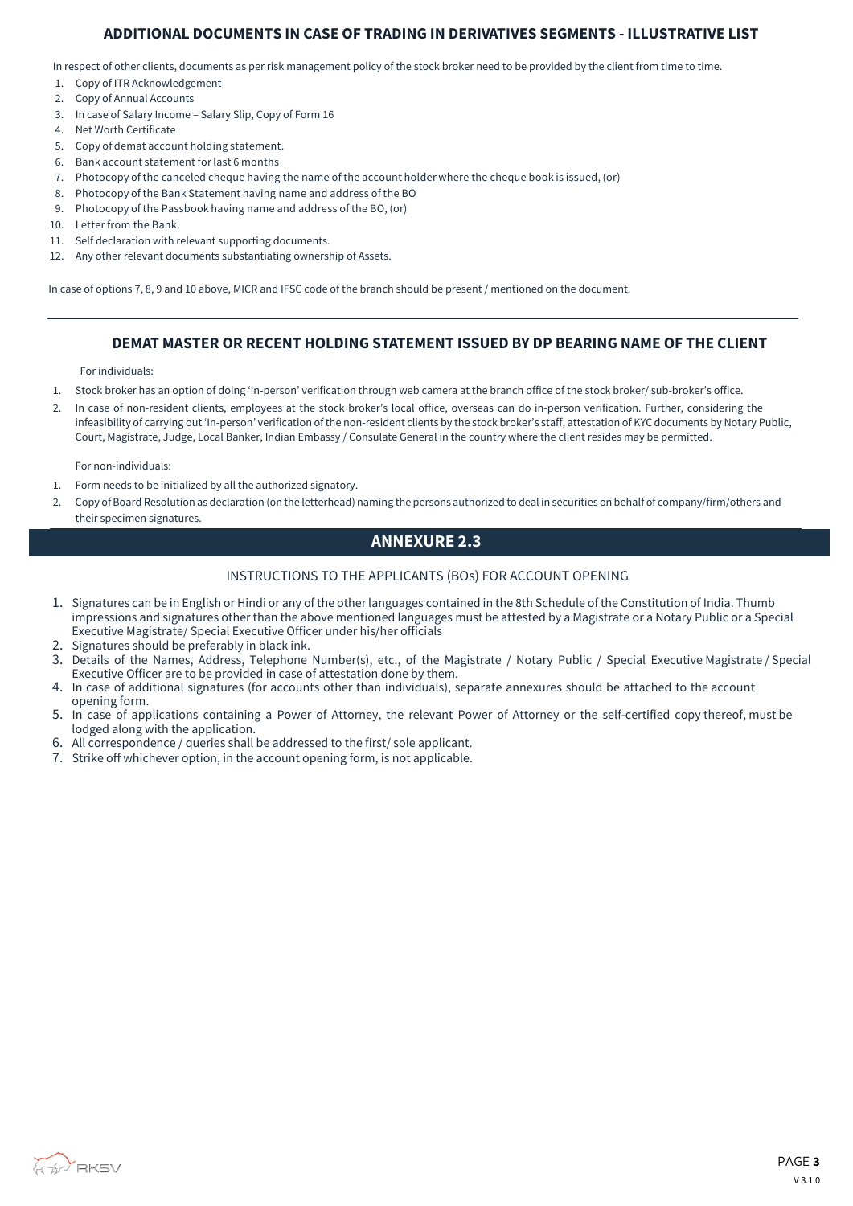## ADDITIONAL DOCUMENTS IN CASE OF TRADING IN DERIVATIVES SEGMENTS - ILLUSTRATIVE LIST

In respect of other clients, documents as per risk management policy of the stock broker need to be provided by the client from time to time.

1. Copy of ITR Acknowledgement
2. Copy of Annual Accounts
3. In case of Salary Income – Salary Slip, Copy of Form 16
4. Net Worth Certificate
5. Copy of demat account holding statement.
6. Bank account statement for last 6 months
7. Photocopy of the canceled cheque having the name of the account holder where the cheque book is issued, (or)
8. Photocopy of the Bank Statement having name and address of the BO
9. Photocopy of the Passbook having name and address of the BO, (or)
10. Letter from the Bank.
11. Self declaration with relevant supporting documents.
12. Any other relevant documents substantiating ownership of Assets.

In case of options 7, 8, 9 and 10 above, MICR and IFSC code of the branch should be present / mentioned on the document.

---

## DEMAT MASTER OR RECENT HOLDING STATEMENT ISSUED BY DP BEARING NAME OF THE CLIENT

For individuals:

1. Stock broker has an option of doing 'in-person' verification through web camera at the branch office of the stock broker/ sub-broker's office.
2. In case of non-resident clients, employees at the stock broker's local office, overseas can do in-person verification. Further, considering the infeasibility of carrying out 'In-person' verification of the non-resident clients by the stock broker's staff, attestation of KYC documents by Notary Public, Court, Magistrate, Judge, Local Banker, Indian Embassy / Consulate General in the country where the client resides may be permitted.

For non-individuals:

1. Form needs to be initialized by all the authorized signatory.
2. Copy of Board Resolution as declaration (on the letterhead) naming the persons authorized to deal in securities on behalf of company/firm/others and their specimen signatures.

## ANNEXURE 2.3

INSTRUCTIONS TO THE APPLICANTS (BOs) FOR ACCOUNT OPENING

1. Signatures can be in English or Hindi or any of the other languages contained in the 8th Schedule of the Constitution of India. Thumb impressions and signatures other than the above mentioned languages must be attested by a Magistrate or a Notary Public or a Special Executive Magistrate/ Special Executive Officer under his/her officials
2. Signatures should be preferably in black ink.
3. Details of the Names, Address, Telephone Number(s), etc., of the Magistrate / Notary Public / Special Executive Magistrate / Special Executive Officer are to be provided in case of attestation done by them.
4. In case of additional signatures (for accounts other than individuals), separate annexures should be attached to the account opening form.
5. In case of applications containing a Power of Attorney, the relevant Power of Attorney or the self-certified copy thereof, must be lodged along with the application.
6. All correspondence / queries shall be addressed to the first/ sole applicant.
7. Strike off whichever option, in the account opening form, is not applicable.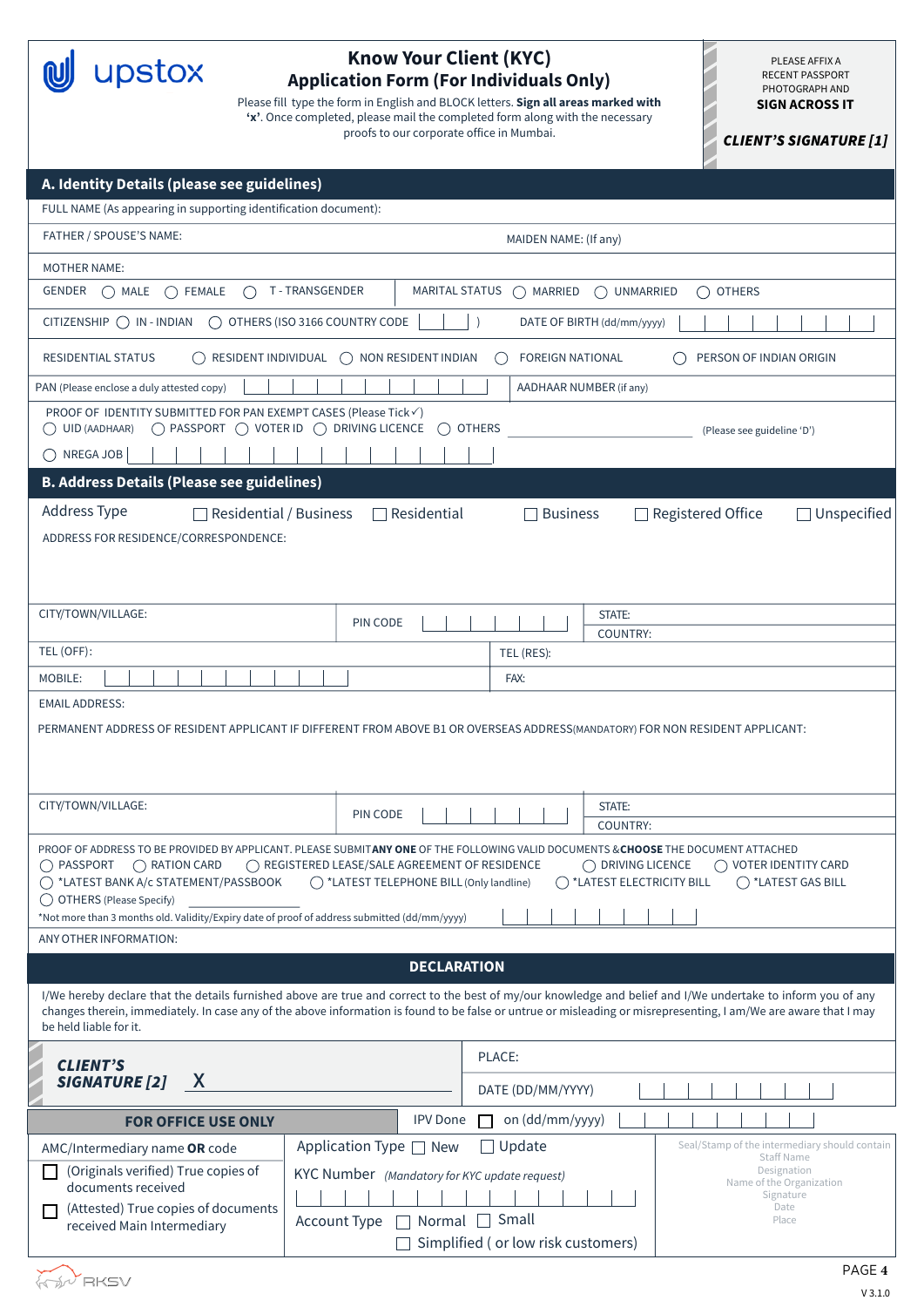upstox

# Know Your Client (KYC) Application Form (For Individuals Only)

Please fill type the form in English and BLOCK letters. **Sign all areas marked with 'x'**. Once completed, please mail the completed form along with the necessary proofs to our corporate office in Mumbai.

PLEASE AFFIX A RECENT PASSPORT PHOTOGRAPH AND **SIGN ACROSS IT**

***CLIENT'S SIGNATURE [1]***

## A. Identity Details (please see guidelines)

FULL NAME (As appearing in supporting identification document):

FATHER / SPOUSE'S NAME: MAIDEN NAME: (If any)

MOTHER NAME:

GENDER ◯ MALE ◯ FEMALE ◯ T - TRANSGENDER MARITAL STATUS ◯ MARRIED ◯ UNMARRIED ◯ OTHERS

CITIZENSHIP ◯ IN - INDIAN ◯ OTHERS (ISO 3166 COUNTRY CODE ) DATE OF BIRTH (dd/mm/yyyy)

RESIDENTIAL STATUS ◯ RESIDENT INDIVIDUAL ◯ NON RESIDENT INDIAN ◯ FOREIGN NATIONAL ◯ PERSON OF INDIAN ORIGIN

PAN (Please enclose a duly attested copy) AADHAAR NUMBER (if any)

PROOF OF IDENTITY SUBMITTED FOR PAN EXEMPT CASES (Please Tick ✓)
◯ UID (AADHAAR) ◯ PASSPORT ◯ VOTER ID ◯ DRIVING LICENCE ◯ OTHERS ______ (Please see guideline 'D')
◯ NREGA JOB

## B. Address Details (Please see guidelines)

Address Type ☐ Residential / Business ☐ Residential ☐ Business ☐ Registered Office ☐ Unspecified

ADDRESS FOR RESIDENCE/CORRESPONDENCE:

CITY/TOWN/VILLAGE: PIN CODE STATE: COUNTRY:

TEL (OFF): TEL (RES):

MOBILE: FAX:

EMAIL ADDRESS:

PERMANENT ADDRESS OF RESIDENT APPLICANT IF DIFFERENT FROM ABOVE B1 OR OVERSEAS ADDRESS(MANDATORY) FOR NON RESIDENT APPLICANT:

CITY/TOWN/VILLAGE: PIN CODE STATE: COUNTRY:

PROOF OF ADDRESS TO BE PROVIDED BY APPLICANT. PLEASE SUBMIT **ANY ONE** OF THE FOLLOWING VALID DOCUMENTS & **CHOOSE** THE DOCUMENT ATTACHED
◯ PASSPORT ◯ RATION CARD ◯ REGISTERED LEASE/SALE AGREEMENT OF RESIDENCE ◯ DRIVING LICENCE ◯ VOTER IDENTITY CARD
◯ *LATEST BANK A/c STATEMENT/PASSBOOK ◯ *LATEST TELEPHONE BILL (Only landline) ◯ *LATEST ELECTRICITY BILL ◯ *LATEST GAS BILL
◯ OTHERS (Please Specify)
*Not more than 3 months old. Validity/Expiry date of proof of address submitted (dd/mm/yyyy)

ANY OTHER INFORMATION:

## DECLARATION

I/We hereby declare that the details furnished above are true and correct to the best of my/our knowledge and belief and I/We undertake to inform you of any changes therein, immediately. In case any of the above information is found to be false or untrue or misleading or misrepresenting, I am/We are aware that I may be held liable for it.

***CLIENT'S SIGNATURE [2]*** X

PLACE:

DATE (DD/MM/YYYY)

## FOR OFFICE USE ONLY

IPV Done ☐ on (dd/mm/yyyy)

AMC/Intermediary name **OR** code

☐ (Originals verified) True copies of documents received

☐ (Attested) True copies of documents received Main Intermediary

Application Type ☐ New ☐ Update

KYC Number *(Mandatory for KYC update request)*

Account Type ☐ Normal ☐ Small ☐ Simplified ( or low risk customers)

Seal/Stamp of the intermediary should contain
Staff Name
Designation
Name of the Organization
Signature
Date
Place

RKSV

V 3.1.0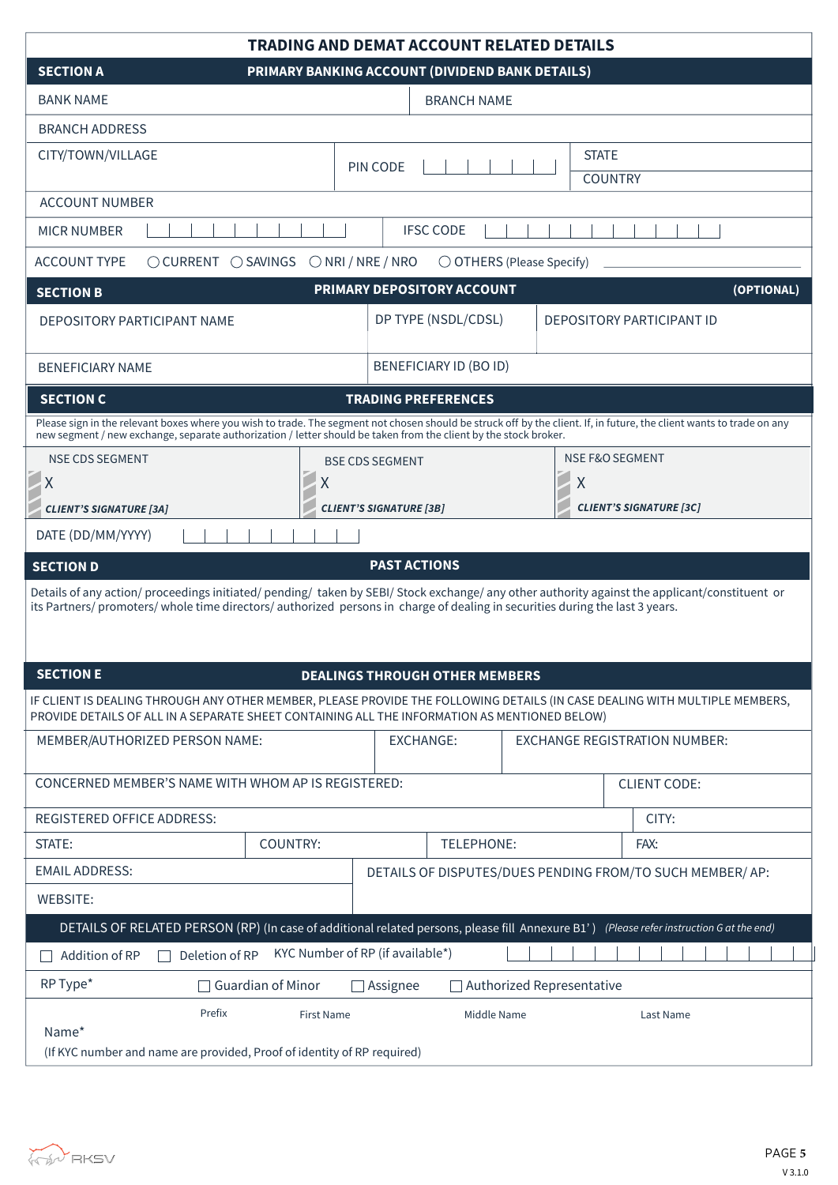# TRADING AND DEMAT ACCOUNT RELATED DETAILS

## SECTION A — PRIMARY BANKING ACCOUNT (DIVIDEND BANK DETAILS)

| | |
|---|---|
| BANK NAME | BRANCH NAME |
| BRANCH ADDRESS | |
| CITY/TOWN/VILLAGE | PIN CODE |
| STATE | COUNTRY |
| ACCOUNT NUMBER | |
| MICR NUMBER | IFSC CODE |

ACCOUNT TYPE ◯ CURRENT ◯ SAVINGS ◯ NRI / NRE / NRO ◯ OTHERS (Please Specify) ____________

## SECTION B — PRIMARY DEPOSITORY ACCOUNT (OPTIONAL)

| | | |
|---|---|---|
| DEPOSITORY PARTICIPANT NAME | DP TYPE (NSDL/CDSL) | DEPOSITORY PARTICIPANT ID |
| BENEFICIARY NAME | BENEFICIARY ID (BO ID) | |

## SECTION C — TRADING PREFERENCES

Please sign in the relevant boxes where you wish to trade. The segment not chosen should be struck off by the client. If, in future, the client wants to trade on any new segment / new exchange, separate authorization / letter should be taken from the client by the stock broker.

| NSE CDS SEGMENT | BSE CDS SEGMENT | NSE F&O SEGMENT |
|---|---|---|
| X | X | X |
| *CLIENT'S SIGNATURE [3A]* | *CLIENT'S SIGNATURE [3B]* | *CLIENT'S SIGNATURE [3C]* |

DATE (DD/MM/YYYY)

## SECTION D — PAST ACTIONS

Details of any action/ proceedings initiated/ pending/ taken by SEBI/ Stock exchange/ any other authority against the applicant/constituent or its Partners/ promoters/ whole time directors/ authorized persons in charge of dealing in securities during the last 3 years.

## SECTION E — DEALINGS THROUGH OTHER MEMBERS

IF CLIENT IS DEALING THROUGH ANY OTHER MEMBER, PLEASE PROVIDE THE FOLLOWING DETAILS (IN CASE DEALING WITH MULTIPLE MEMBERS, PROVIDE DETAILS OF ALL IN A SEPARATE SHEET CONTAINING ALL THE INFORMATION AS MENTIONED BELOW)

| | | |
|---|---|---|
| MEMBER/AUTHORIZED PERSON NAME: | EXCHANGE: | EXCHANGE REGISTRATION NUMBER: |
| CONCERNED MEMBER'S NAME WITH WHOM AP IS REGISTERED: | | CLIENT CODE: |
| REGISTERED OFFICE ADDRESS: | | CITY: |

| | | | |
|---|---|---|---|
| STATE: | COUNTRY: | TELEPHONE: | FAX: |

| | |
|---|---|
| EMAIL ADDRESS: | DETAILS OF DISPUTES/DUES PENDING FROM/TO SUCH MEMBER/ AP: |
| WEBSITE: | |

### DETAILS OF RELATED PERSON (RP) (In case of additional related persons, please fill Annexure B1') *(Please refer instruction G at the end)*

☐ Addition of RP ☐ Deletion of RP KYC Number of RP (if available*)

RP Type* ☐ Guardian of Minor ☐ Assignee ☐ Authorized Representative

| | Prefix | First Name | Middle Name | Last Name |
|---|---|---|---|---|
| Name* | | | | |

(If KYC number and name are provided, Proof of identity of RP required)

V 3.1.0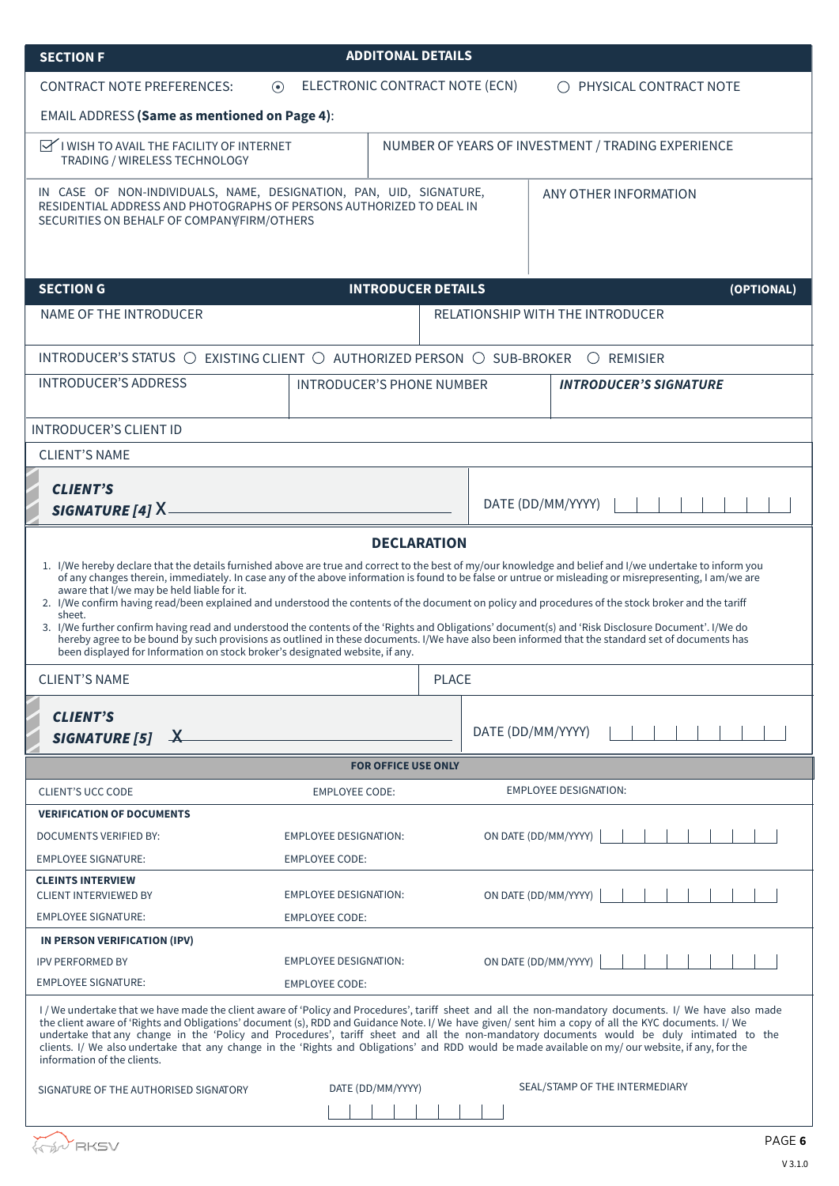## SECTION F — ADDITONAL DETAILS

CONTRACT NOTE PREFERENCES: ⦿ ELECTRONIC CONTRACT NOTE (ECN) ○ PHYSICAL CONTRACT NOTE

EMAIL ADDRESS **(Same as mentioned on Page 4)**:

| ☑ I WISH TO AVAIL THE FACILITY OF INTERNET TRADING / WIRELESS TECHNOLOGY | NUMBER OF YEARS OF INVESTMENT / TRADING EXPERIENCE |
|---|---|
| IN CASE OF NON-INDIVIDUALS, NAME, DESIGNATION, PAN, UID, SIGNATURE, RESIDENTIAL ADDRESS AND PHOTOGRAPHS OF PERSONS AUTHORIZED TO DEAL IN SECURITIES ON BEHALF OF COMPANY/FIRM/OTHERS | ANY OTHER INFORMATION |

## SECTION G — INTRODUCER DETAILS (OPTIONAL)

| NAME OF THE INTRODUCER | RELATIONSHIP WITH THE INTRODUCER | |
|---|---|---|
| INTRODUCER'S STATUS ○ EXISTING CLIENT ○ AUTHORIZED PERSON ○ SUB-BROKER ○ REMISIER | | |
| INTRODUCER'S ADDRESS | INTRODUCER'S PHONE NUMBER | ***INTRODUCER'S SIGNATURE*** |

INTRODUCER'S CLIENT ID

CLIENT'S NAME

***CLIENT'S SIGNATURE [4]*** X ______________________ DATE (DD/MM/YYYY) | | | | | | | | |

### DECLARATION

1. I/We hereby declare that the details furnished above are true and correct to the best of my/our knowledge and belief and I/we undertake to inform you of any changes therein, immediately. In case any of the above information is found to be false or untrue or misleading or misrepresenting, I am/we are aware that I/we may be held liable for it.
2. I/We confirm having read/been explained and understood the contents of the document on policy and procedures of the stock broker and the tariff sheet.
3. I/We further confirm having read and understood the contents of the 'Rights and Obligations' document(s) and 'Risk Disclosure Document'. I/We do hereby agree to be bound by such provisions as outlined in these documents. I/We have also been informed that the standard set of documents has been displayed for Information on stock broker's designated website, if any.

| CLIENT'S NAME | PLACE |
|---|---|

***CLIENT'S SIGNATURE [5]*** X ______________________ DATE (DD/MM/YYYY) | | | | | | | | |

### FOR OFFICE USE ONLY

| CLIENT'S UCC CODE | EMPLOYEE CODE: | EMPLOYEE DESIGNATION: |
|---|---|---|
| **VERIFICATION OF DOCUMENTS** | | |
| DOCUMENTS VERIFIED BY: | EMPLOYEE DESIGNATION: | ON DATE (DD/MM/YYYY) |
| EMPLOYEE SIGNATURE: | EMPLOYEE CODE: | |
| **CLEINTS INTERVIEW** | | |
| CLIENT INTERVIEWED BY | EMPLOYEE DESIGNATION: | ON DATE (DD/MM/YYYY) |
| EMPLOYEE SIGNATURE: | EMPLOYEE CODE: | |
| **IN PERSON VERIFICATION (IPV)** | | |
| IPV PERFORMED BY | EMPLOYEE DESIGNATION: | ON DATE (DD/MM/YYYY) |
| EMPLOYEE SIGNATURE: | EMPLOYEE CODE: | |

I / We undertake that we have made the client aware of 'Policy and Procedures', tariff sheet and all the non-mandatory documents. I/ We have also made the client aware of 'Rights and Obligations' document (s), RDD and Guidance Note. I/ We have given/ sent him a copy of all the KYC documents. I/ We undertake that any change in the 'Policy and Procedures', tariff sheet and all the non-mandatory documents would be duly intimated to the clients. I/ We also undertake that any change in the 'Rights and Obligations' and RDD would be made available on my/ our website, if any, for the information of the clients.

| SIGNATURE OF THE AUTHORISED SIGNATORY | DATE (DD/MM/YYYY) | SEAL/STAMP OF THE INTERMEDIARY |
|---|---|---|

V 3.1.0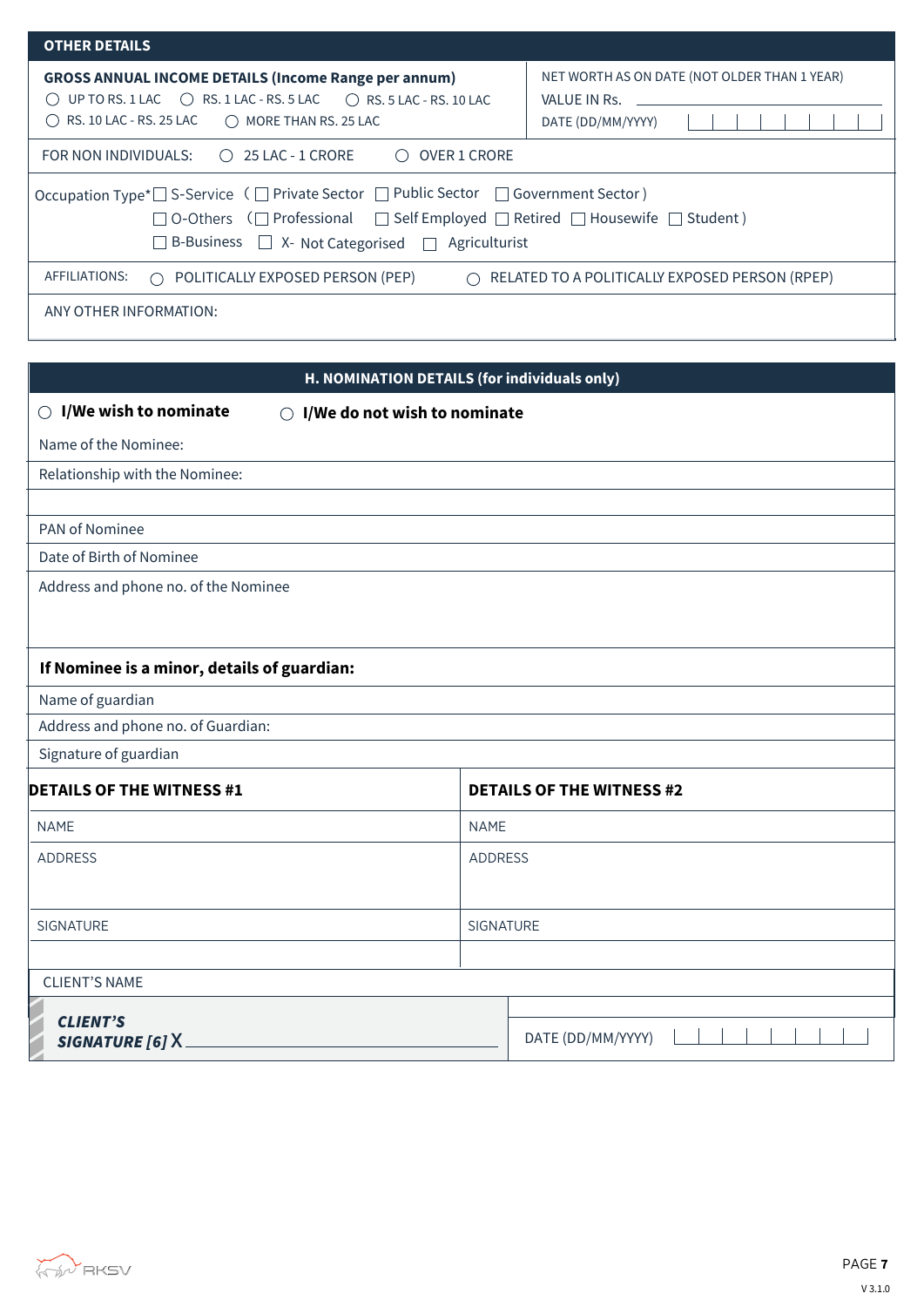## OTHER DETAILS

| **GROSS ANNUAL INCOME DETAILS (Income Range per annum)** | NET WORTH AS ON DATE (NOT OLDER THAN 1 YEAR) |
| --- | --- |
| ◯ UP TO RS. 1 LAC ◯ RS. 1 LAC - RS. 5 LAC ◯ RS. 5 LAC - RS. 10 LAC | VALUE IN Rs. |
| ◯ RS. 10 LAC - RS. 25 LAC ◯ MORE THAN RS. 25 LAC | DATE (DD/MM/YYYY) |

FOR NON INDIVIDUALS: ◯ 25 LAC - 1 CRORE ◯ OVER 1 CRORE

Occupation Type* ☐ S-Service ( ☐ Private Sector ☐ Public Sector ☐ Government Sector )
☐ O-Others ( ☐ Professional ☐ Self Employed ☐ Retired ☐ Housewife ☐ Student )
☐ B-Business ☐ X- Not Categorised ☐ Agriculturist

AFFILIATIONS: ◯ POLITICALLY EXPOSED PERSON (PEP) ◯ RELATED TO A POLITICALLY EXPOSED PERSON (RPEP)

ANY OTHER INFORMATION:

## H. NOMINATION DETAILS (for individuals only)

◯ **I/We wish to nominate** ◯ **I/We do not wish to nominate**

Name of the Nominee:

Relationship with the Nominee:

PAN of Nominee

Date of Birth of Nominee

Address and phone no. of the Nominee

**If Nominee is a minor, details of guardian:**

Name of guardian

Address and phone no. of Guardian:

Signature of guardian

| **DETAILS OF THE WITNESS #1** | **DETAILS OF THE WITNESS #2** |
| --- | --- |
| NAME | NAME |
| ADDRESS | ADDRESS |
| SIGNATURE | SIGNATURE |

CLIENT'S NAME

***CLIENT'S SIGNATURE [6]*** X ____________________

DATE (DD/MM/YYYY)

V 3.1.0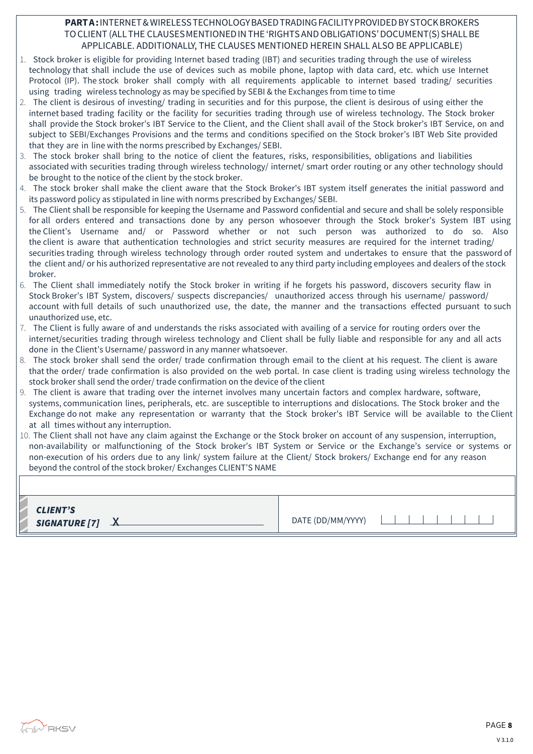**PART A:** INTERNET & WIRELESS TECHNOLOGY BASED TRADING FACILITY PROVIDED BY STOCK BROKERS TO CLIENT (ALL THE CLAUSES MENTIONED IN THE 'RIGHTS AND OBLIGATIONS' DOCUMENT(S) SHALL BE APPLICABLE. ADDITIONALLY, THE CLAUSES MENTIONED HEREIN SHALL ALSO BE APPLICABLE)

1. Stock broker is eligible for providing Internet based trading (IBT) and securities trading through the use of wireless technology that shall include the use of devices such as mobile phone, laptop with data card, etc. which use Internet Protocol (IP). The stock broker shall comply with all requirements applicable to internet based trading/ securities using trading wireless technology as may be specified by SEBI & the Exchanges from time to time
2. The client is desirous of investing/ trading in securities and for this purpose, the client is desirous of using either the internet based trading facility or the facility for securities trading through use of wireless technology. The Stock broker shall provide the Stock broker's IBT Service to the Client, and the Client shall avail of the Stock broker's IBT Service, on and subject to SEBI/Exchanges Provisions and the terms and conditions specified on the Stock broker's IBT Web Site provided that they are in line with the norms prescribed by Exchanges/ SEBI.
3. The stock broker shall bring to the notice of client the features, risks, responsibilities, obligations and liabilities associated with securities trading through wireless technology/ internet/ smart order routing or any other technology should be brought to the notice of the client by the stock broker.
4. The stock broker shall make the client aware that the Stock Broker's IBT system itself generates the initial password and its password policy as stipulated in line with norms prescribed by Exchanges/ SEBI.
5. The Client shall be responsible for keeping the Username and Password confidential and secure and shall be solely responsible for all orders entered and transactions done by any person whosoever through the Stock broker's System IBT using the Client's Username and/ or Password whether or not such person was authorized to do so. Also the client is aware that authentication technologies and strict security measures are required for the internet trading/ securities trading through wireless technology through order routed system and undertakes to ensure that the password of the client and/ or his authorized representative are not revealed to any third party including employees and dealers of the stock broker.
6. The Client shall immediately notify the Stock broker in writing if he forgets his password, discovers security flaw in Stock Broker's IBT System, discovers/ suspects discrepancies/ unauthorized access through his username/ password/ account with full details of such unauthorized use, the date, the manner and the transactions effected pursuant to such unauthorized use, etc.
7. The Client is fully aware of and understands the risks associated with availing of a service for routing orders over the internet/securities trading through wireless technology and Client shall be fully liable and responsible for any and all acts done in the Client's Username/ password in any manner whatsoever.
8. The stock broker shall send the order/ trade confirmation through email to the client at his request. The client is aware that the order/ trade confirmation is also provided on the web portal. In case client is trading using wireless technology the stock broker shall send the order/ trade confirmation on the device of the client
9. The client is aware that trading over the internet involves many uncertain factors and complex hardware, software, systems, communication lines, peripherals, etc. are susceptible to interruptions and dislocations. The Stock broker and the Exchange do not make any representation or warranty that the Stock broker's IBT Service will be available to the Client at all times without any interruption.
10. The Client shall not have any claim against the Exchange or the Stock broker on account of any suspension, interruption, non-availability or malfunctioning of the Stock broker's IBT System or Service or the Exchange's service or systems or non-execution of his orders due to any link/ system failure at the Client/ Stock brokers/ Exchange end for any reason beyond the control of the stock broker/ Exchanges CLIENT'S NAME

| | |
|---|---|
| ***CLIENT'S SIGNATURE [7]*** X ______________________ | DATE (DD/MM/YYYY) |_|_|_|_|_|_|_|_| |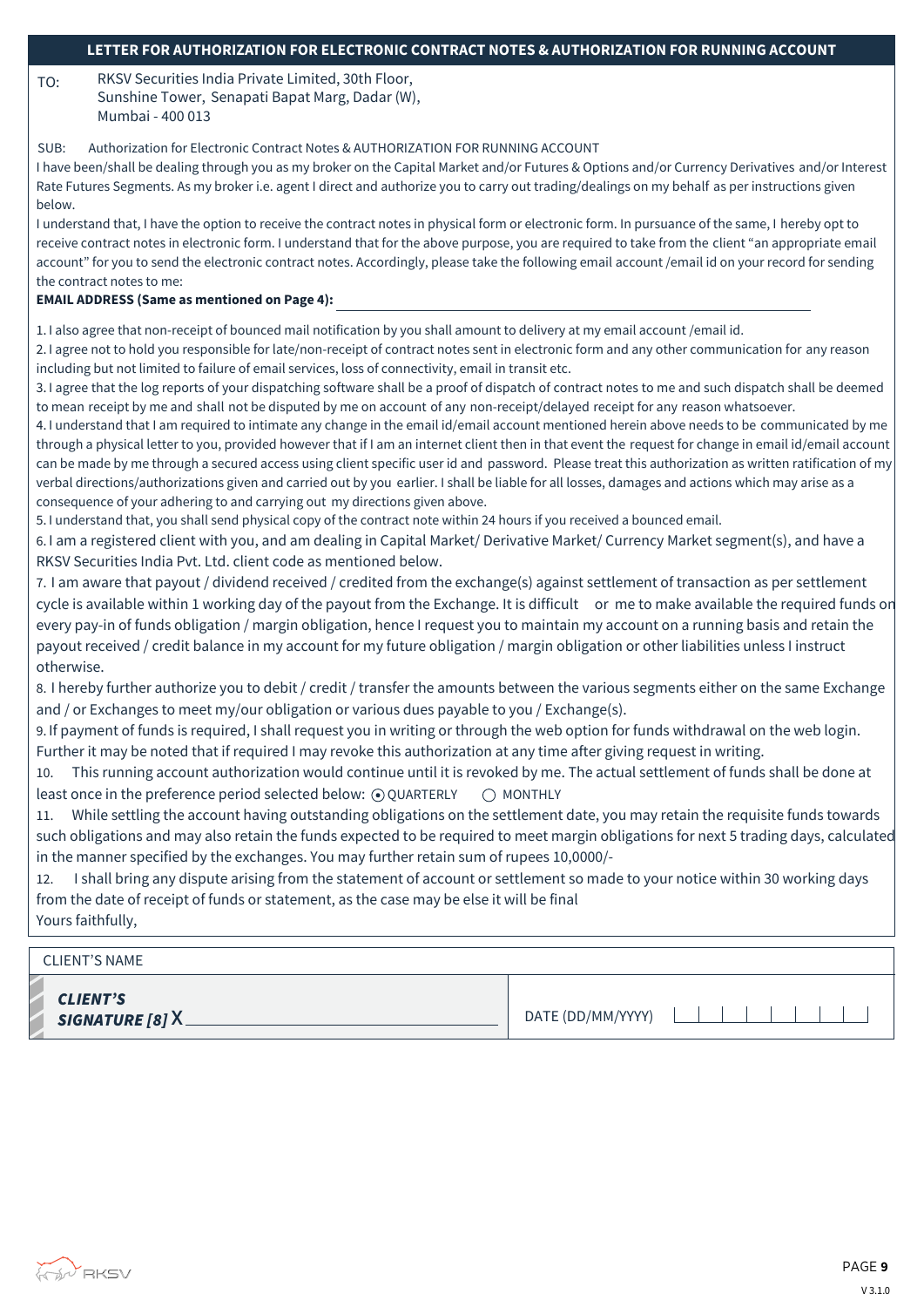## LETTER FOR AUTHORIZATION FOR ELECTRONIC CONTRACT NOTES & AUTHORIZATION FOR RUNNING ACCOUNT

TO: RKSV Securities India Private Limited, 30th Floor,
Sunshine Tower, Senapati Bapat Marg, Dadar (W),
Mumbai - 400 013

SUB: Authorization for Electronic Contract Notes & AUTHORIZATION FOR RUNNING ACCOUNT

I have been/shall be dealing through you as my broker on the Capital Market and/or Futures & Options and/or Currency Derivatives and/or Interest Rate Futures Segments. As my broker i.e. agent I direct and authorize you to carry out trading/dealings on my behalf as per instructions given below.

I understand that, I have the option to receive the contract notes in physical form or electronic form. In pursuance of the same, I hereby opt to receive contract notes in electronic form. I understand that for the above purpose, you are required to take from the client "an appropriate email account" for you to send the electronic contract notes. Accordingly, please take the following email account /email id on your record for sending the contract notes to me:

**EMAIL ADDRESS (Same as mentioned on Page 4):** ____________________

1. I also agree that non-receipt of bounced mail notification by you shall amount to delivery at my email account /email id.
2. I agree not to hold you responsible for late/non-receipt of contract notes sent in electronic form and any other communication for any reason including but not limited to failure of email services, loss of connectivity, email in transit etc.
3. I agree that the log reports of your dispatching software shall be a proof of dispatch of contract notes to me and such dispatch shall be deemed to mean receipt by me and shall not be disputed by me on account of any non-receipt/delayed receipt for any reason whatsoever.
4. I understand that I am required to intimate any change in the email id/email account mentioned herein above needs to be communicated by me through a physical letter to you, provided however that if I am an internet client then in that event the request for change in email id/email account can be made by me through a secured access using client specific user id and password. Please treat this authorization as written ratification of my verbal directions/authorizations given and carried out by you earlier. I shall be liable for all losses, damages and actions which may arise as a consequence of your adhering to and carrying out my directions given above.
5. I understand that, you shall send physical copy of the contract note within 24 hours if you received a bounced email.
6. I am a registered client with you, and am dealing in Capital Market/ Derivative Market/ Currency Market segment(s), and have a RKSV Securities India Pvt. Ltd. client code as mentioned below.
7. I am aware that payout / dividend received / credited from the exchange(s) against settlement of transaction as per settlement cycle is available within 1 working day of the payout from the Exchange. It is difficult or me to make available the required funds on every pay-in of funds obligation / margin obligation, hence I request you to maintain my account on a running basis and retain the payout received / credit balance in my account for my future obligation / margin obligation or other liabilities unless I instruct otherwise.
8. I hereby further authorize you to debit / credit / transfer the amounts between the various segments either on the same Exchange and / or Exchanges to meet my/our obligation or various dues payable to you / Exchange(s).
9. If payment of funds is required, I shall request you in writing or through the web option for funds withdrawal on the web login. Further it may be noted that if required I may revoke this authorization at any time after giving request in writing.
10. This running account authorization would continue until it is revoked by me. The actual settlement of funds shall be done at least once in the preference period selected below: ◉ QUARTERLY ○ MONTHLY
11. While settling the account having outstanding obligations on the settlement date, you may retain the requisite funds towards such obligations and may also retain the funds expected to be required to meet margin obligations for next 5 trading days, calculated in the manner specified by the exchanges. You may further retain sum of rupees 10,0000/-
12. I shall bring any dispute arising from the statement of account or settlement so made to your notice within 30 working days from the date of receipt of funds or statement, as the case may be else it will be final

Yours faithfully,

| CLIENT'S NAME | |
|---|---|
| ***CLIENT'S SIGNATURE [8]*** X ____________ | DATE (DD/MM/YYYY) \| \| \| \| \| \| \| \| \| |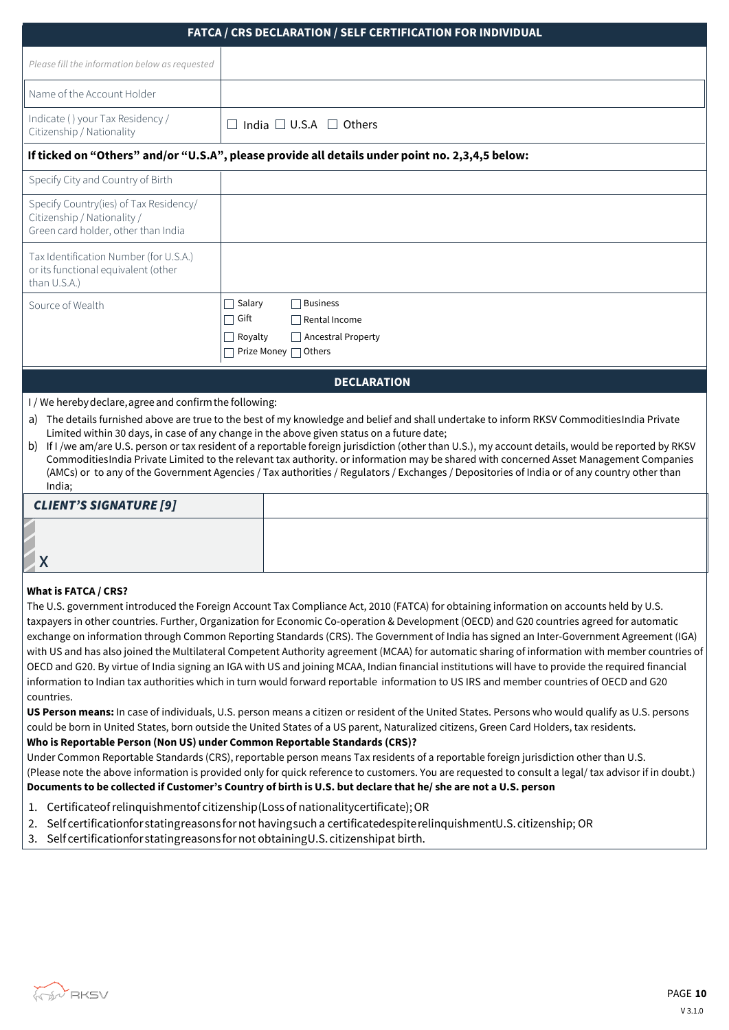## FATCA / CRS DECLARATION / SELF CERTIFICATION FOR INDIVIDUAL

| *Please fill the information below as requested* | |
|---|---|
| Name of the Account Holder | |
| Indicate () your Tax Residency / Citizenship / Nationality | ☐ India ☐ U.S.A ☐ Others |

**If ticked on "Others" and/or "U.S.A", please provide all details under point no. 2,3,4,5 below:**

| | |
|---|---|
| Specify City and Country of Birth | |
| Specify Country(ies) of Tax Residency/ Citizenship / Nationality / Green card holder, other than India | |
| Tax Identification Number (for U.S.A.) or its functional equivalent (other than U.S.A.) | |
| Source of Wealth | ☐ Salary ☐ Business<br>☐ Gift ☐ Rental Income<br>☐ Royalty ☐ Ancestral Property<br>☐ Prize Money ☐ Others |

## DECLARATION

I / We hereby declare, agree and confirm the following:

a) The details furnished above are true to the best of my knowledge and belief and shall undertake to inform RKSV CommoditiesIndia Private Limited within 30 days, in case of any change in the above given status on a future date;

b) If I /we am/are U.S. person or tax resident of a reportable foreign jurisdiction (other than U.S.), my account details, would be reported by RKSV CommoditiesIndia Private Limited to the relevant tax authority. or information may be shared with concerned Asset Management Companies (AMCs) or to any of the Government Agencies / Tax authorities / Regulators / Exchanges / Depositories of India or of any country other than India;

| ***CLIENT'S SIGNATURE [9]*** | |
|---|---|
| X | |

**What is FATCA / CRS?**

The U.S. government introduced the Foreign Account Tax Compliance Act, 2010 (FATCA) for obtaining information on accounts held by U.S. taxpayers in other countries. Further, Organization for Economic Co-operation & Development (OECD) and G20 countries agreed for automatic exchange on information through Common Reporting Standards (CRS). The Government of India has signed an Inter-Government Agreement (IGA) with US and has also joined the Multilateral Competent Authority agreement (MCAA) for automatic sharing of information with member countries of OECD and G20. By virtue of India signing an IGA with US and joining MCAA, Indian financial institutions will have to provide the required financial information to Indian tax authorities which in turn would forward reportable information to US IRS and member countries of OECD and G20 countries.

**US Person means:** In case of individuals, U.S. person means a citizen or resident of the United States. Persons who would qualify as U.S. persons could be born in United States, born outside the United States of a US parent, Naturalized citizens, Green Card Holders, tax residents.

**Who is Reportable Person (Non US) under Common Reportable Standards (CRS)?**

Under Common Reportable Standards (CRS), reportable person means Tax residents of a reportable foreign jurisdiction other than U.S.

(Please note the above information is provided only for quick reference to customers. You are requested to consult a legal/ tax advisor if in doubt.)

**Documents to be collected if Customer's Country of birth is U.S. but declare that he/ she are not a U.S. person**

1. Certificate of relinquishment of citizenship (Loss of nationality certificate); OR
2. Self certification for stating reasons for not having such a certificate despite relinquishment U.S. citizenship; OR
3. Self certification for stating reasons for not obtaining U.S. citizenship at birth.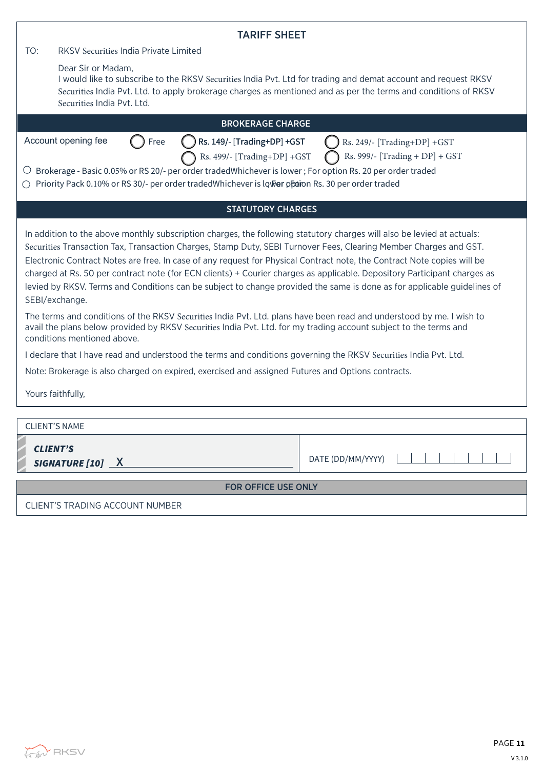# TARIFF SHEET

TO: RKSV Securities India Private Limited

Dear Sir or Madam,
I would like to subscribe to the RKSV Securities India Pvt. Ltd for trading and demat account and request RKSV Securities India Pvt. Ltd. to apply brokerage charges as mentioned and as per the terms and conditions of RKSV Securities India Pvt. Ltd.

## BROKERAGE CHARGE

Account opening fee ◯ Free ◯ **Rs. 149/- [Trading+DP] +GST** ◯ Rs. 249/- [Trading+DP] +GST ◯ Rs. 499/- [Trading+DP] +GST ◯ Rs. 999/- [Trading + DP] + GST

◯ Brokerage - Basic 0.05% or RS 20/- per order tradedWhichever is lower ; For option Rs. 20 per order traded

◯ Priority Pack 0.10% or RS 30/- per order tradedWhichever is lower ; For option Rs. 30 per order traded

## STATUTORY CHARGES

In addition to the above monthly subscription charges, the following statutory charges will also be levied at actuals: Securities Transaction Tax, Transaction Charges, Stamp Duty, SEBI Turnover Fees, Clearing Member Charges and GST. Electronic Contract Notes are free. In case of any request for Physical Contract note, the Contract Note copies will be charged at Rs. 50 per contract note (for ECN clients) + Courier charges as applicable. Depository Participant charges as levied by RKSV. Terms and Conditions can be subject to change provided the same is done as for applicable guidelines of SEBI/exchange.

The terms and conditions of the RKSV Securities India Pvt. Ltd. plans have been read and understood by me. I wish to avail the plans below provided by RKSV Securities India Pvt. Ltd. for my trading account subject to the terms and conditions mentioned above.

I declare that I have read and understood the terms and conditions governing the RKSV Securities India Pvt. Ltd.

Note: Brokerage is also charged on expired, exercised and assigned Futures and Options contracts.

Yours faithfully,

| CLIENT'S NAME | |
|---|---|
| ***CLIENT'S SIGNATURE [10]*** X ______________________ | DATE (DD/MM/YYYY) |_|_|_|_|_|_|_|_| |

**FOR OFFICE USE ONLY**

CLIENT'S TRADING ACCOUNT NUMBER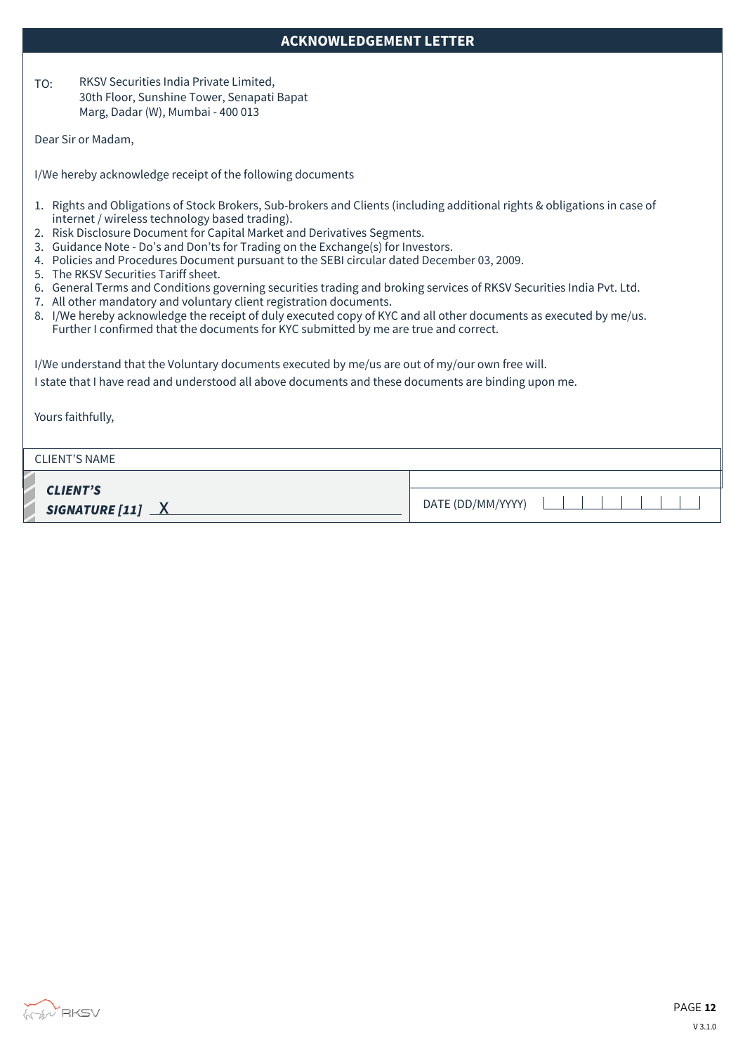## ACKNOWLEDGEMENT LETTER

TO: RKSV Securities India Private Limited,
30th Floor, Sunshine Tower, Senapati Bapat
Marg, Dadar (W), Mumbai - 400 013

Dear Sir or Madam,

I/We hereby acknowledge receipt of the following documents

1. Rights and Obligations of Stock Brokers, Sub-brokers and Clients (including additional rights & obligations in case of internet / wireless technology based trading).
2. Risk Disclosure Document for Capital Market and Derivatives Segments.
3. Guidance Note - Do's and Don'ts for Trading on the Exchange(s) for Investors.
4. Policies and Procedures Document pursuant to the SEBI circular dated December 03, 2009.
5. The RKSV Securities Tariff sheet.
6. General Terms and Conditions governing securities trading and broking services of RKSV Securities India Pvt. Ltd.
7. All other mandatory and voluntary client registration documents.
8. I/We hereby acknowledge the receipt of duly executed copy of KYC and all other documents as executed by me/us. Further I confirmed that the documents for KYC submitted by me are true and correct.

I/We understand that the Voluntary documents executed by me/us are out of my/our own free will.

I state that I have read and understood all above documents and these documents are binding upon me.

Yours faithfully,

| | |
|---|---|
| CLIENT'S NAME | |
| ***CLIENT'S SIGNATURE [11]*** X | DATE (DD/MM/YYYY) |